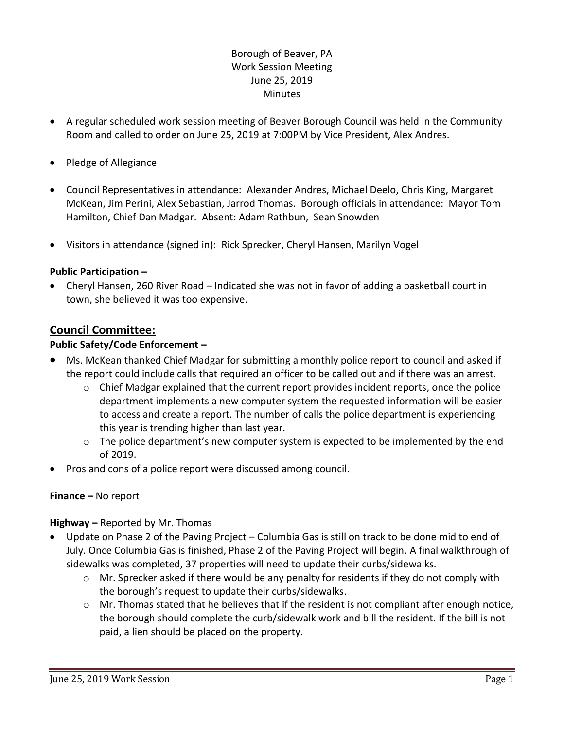Borough of Beaver, PA
Work Session Meeting
June 25, 2019
Minutes

- A regular scheduled work session meeting of Beaver Borough Council was held in the Community Room and called to order on June 25, 2019 at 7:00PM by Vice President, Alex Andres.
- Pledge of Allegiance
- Council Representatives in attendance: Alexander Andres, Michael Deelo, Chris King, Margaret McKean, Jim Perini, Alex Sebastian, Jarrod Thomas. Borough officials in attendance: Mayor Tom Hamilton, Chief Dan Madgar. Absent: Adam Rathbun, Sean Snowden
- Visitors in attendance (signed in): Rick Sprecker, Cheryl Hansen, Marilyn Vogel

**Public Participation –**

- Cheryl Hansen, 260 River Road – Indicated she was not in favor of adding a basketball court in town, she believed it was too expensive.

## Council Committee:

**Public Safety/Code Enforcement –**

- Ms. McKean thanked Chief Madgar for submitting a monthly police report to council and asked if the report could include calls that required an officer to be called out and if there was an arrest.
  - Chief Madgar explained that the current report provides incident reports, once the police department implements a new computer system the requested information will be easier to access and create a report. The number of calls the police department is experiencing this year is trending higher than last year.
  - The police department's new computer system is expected to be implemented by the end of 2019.
- Pros and cons of a police report were discussed among council.

**Finance –** No report

**Highway –** Reported by Mr. Thomas

- Update on Phase 2 of the Paving Project – Columbia Gas is still on track to be done mid to end of July. Once Columbia Gas is finished, Phase 2 of the Paving Project will begin. A final walkthrough of sidewalks was completed, 37 properties will need to update their curbs/sidewalks.
  - Mr. Sprecker asked if there would be any penalty for residents if they do not comply with the borough's request to update their curbs/sidewalks.
  - Mr. Thomas stated that he believes that if the resident is not compliant after enough notice, the borough should complete the curb/sidewalk work and bill the resident. If the bill is not paid, a lien should be placed on the property.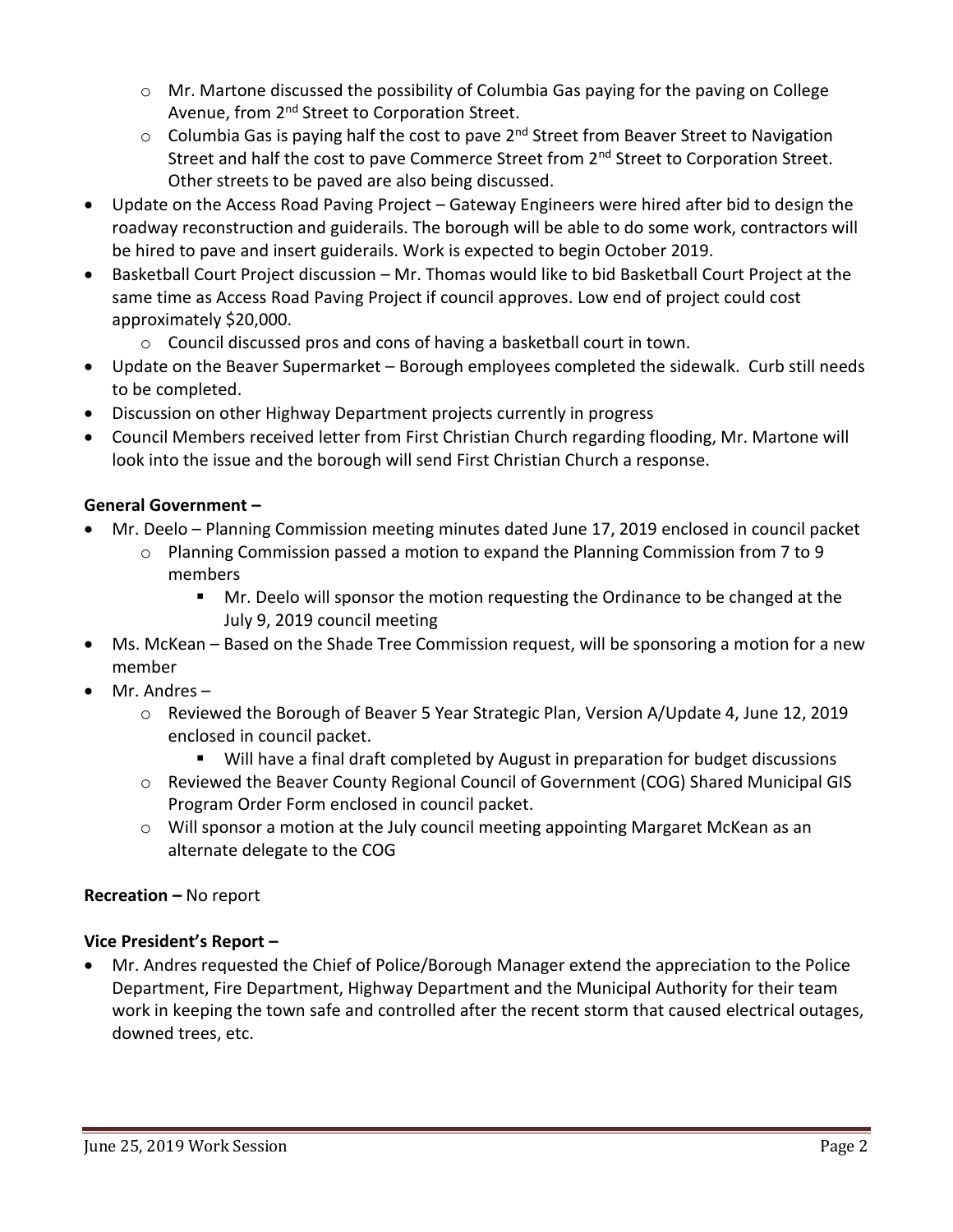- Mr. Martone discussed the possibility of Columbia Gas paying for the paving on College Avenue, from 2nd Street to Corporation Street.
  - Columbia Gas is paying half the cost to pave 2nd Street from Beaver Street to Navigation Street and half the cost to pave Commerce Street from 2nd Street to Corporation Street. Other streets to be paved are also being discussed.
- Update on the Access Road Paving Project – Gateway Engineers were hired after bid to design the roadway reconstruction and guiderails. The borough will be able to do some work, contractors will be hired to pave and insert guiderails. Work is expected to begin October 2019.
- Basketball Court Project discussion – Mr. Thomas would like to bid Basketball Court Project at the same time as Access Road Paving Project if council approves. Low end of project could cost approximately $20,000.
  - Council discussed pros and cons of having a basketball court in town.
- Update on the Beaver Supermarket – Borough employees completed the sidewalk. Curb still needs to be completed.
- Discussion on other Highway Department projects currently in progress
- Council Members received letter from First Christian Church regarding flooding, Mr. Martone will look into the issue and the borough will send First Christian Church a response.

**General Government –**

- Mr. Deelo – Planning Commission meeting minutes dated June 17, 2019 enclosed in council packet
  - Planning Commission passed a motion to expand the Planning Commission from 7 to 9 members
    - Mr. Deelo will sponsor the motion requesting the Ordinance to be changed at the July 9, 2019 council meeting
- Ms. McKean – Based on the Shade Tree Commission request, will be sponsoring a motion for a new member
- Mr. Andres –
  - Reviewed the Borough of Beaver 5 Year Strategic Plan, Version A/Update 4, June 12, 2019 enclosed in council packet.
    - Will have a final draft completed by August in preparation for budget discussions
  - Reviewed the Beaver County Regional Council of Government (COG) Shared Municipal GIS Program Order Form enclosed in council packet.
  - Will sponsor a motion at the July council meeting appointing Margaret McKean as an alternate delegate to the COG

**Recreation –** No report

**Vice President's Report –**

- Mr. Andres requested the Chief of Police/Borough Manager extend the appreciation to the Police Department, Fire Department, Highway Department and the Municipal Authority for their team work in keeping the town safe and controlled after the recent storm that caused electrical outages, downed trees, etc.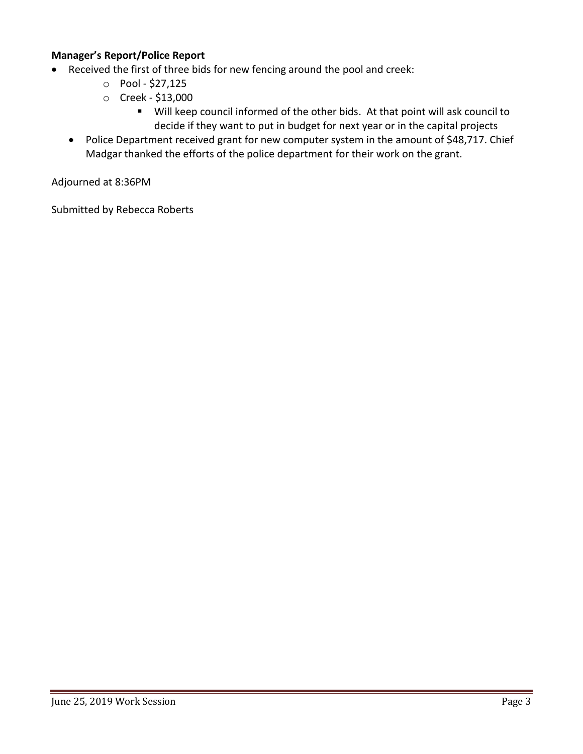**Manager's Report/Police Report**

- Received the first of three bids for new fencing around the pool and creek:
    - Pool - $27,125
    - Creek - $13,000
        - Will keep council informed of the other bids. At that point will ask council to decide if they want to put in budget for next year or in the capital projects
- Police Department received grant for new computer system in the amount of $48,717. Chief Madgar thanked the efforts of the police department for their work on the grant.

Adjourned at 8:36PM

Submitted by Rebecca Roberts